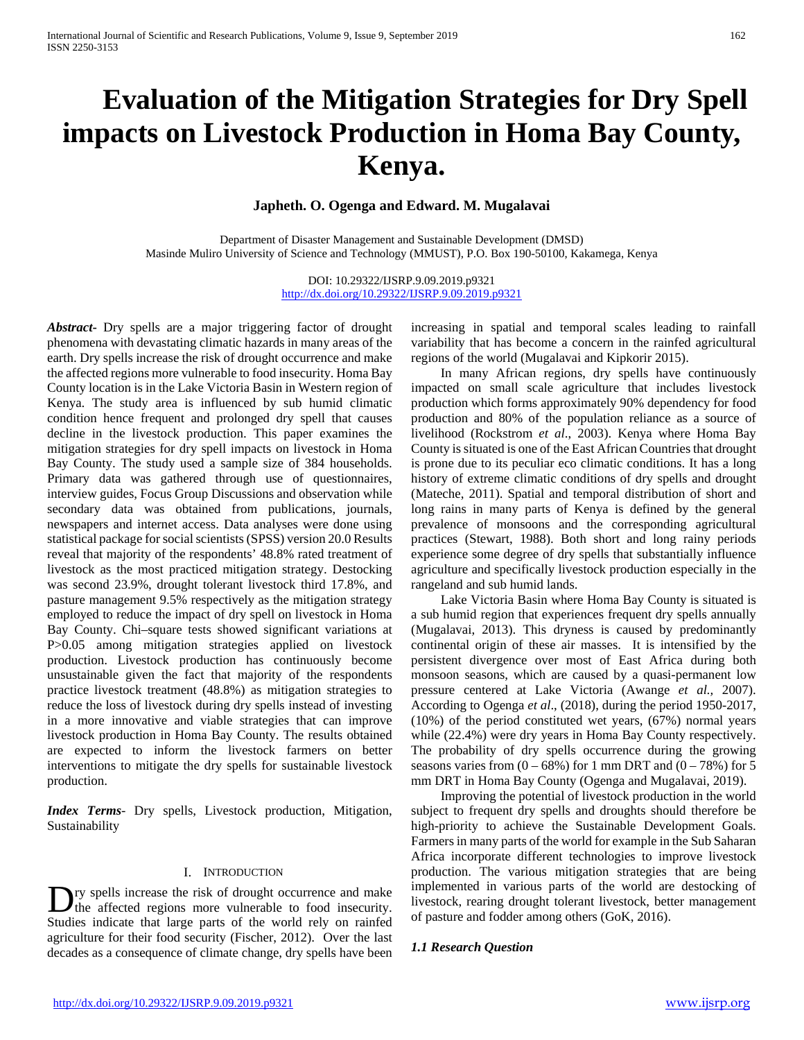# Evaluation of the Mitigation Strategies for Dry Spell impacts on Livestock Production in Homa Bay County, Kenya.

**Japheth. O. Ogenga and Edward. M. Mugalavai**

Department of Disaster Management and Sustainable Development (DMSD)
Masinde Muliro University of Science and Technology (MMUST), P.O. Box 190-50100, Kakamega, Kenya

DOI: 10.29322/IJSRP.9.09.2019.p9321
http://dx.doi.org/10.29322/IJSRP.9.09.2019.p9321

***Abstract***- Dry spells are a major triggering factor of drought phenomena with devastating climatic hazards in many areas of the earth. Dry spells increase the risk of drought occurrence and make the affected regions more vulnerable to food insecurity. Homa Bay County location is in the Lake Victoria Basin in Western region of Kenya. The study area is influenced by sub humid climatic condition hence frequent and prolonged dry spell that causes decline in the livestock production. This paper examines the mitigation strategies for dry spell impacts on livestock in Homa Bay County. The study used a sample size of 384 households. Primary data was gathered through use of questionnaires, interview guides, Focus Group Discussions and observation while secondary data was obtained from publications, journals, newspapers and internet access. Data analyses were done using statistical package for social scientists (SPSS) version 20.0 Results reveal that majority of the respondents' 48.8% rated treatment of livestock as the most practiced mitigation strategy. Destocking was second 23.9%, drought tolerant livestock third 17.8%, and pasture management 9.5% respectively as the mitigation strategy employed to reduce the impact of dry spell on livestock in Homa Bay County. Chi–square tests showed significant variations at $P>0.05$ among mitigation strategies applied on livestock production. Livestock production has continuously become unsustainable given the fact that majority of the respondents practice livestock treatment (48.8%) as mitigation strategies to reduce the loss of livestock during dry spells instead of investing in a more innovative and viable strategies that can improve livestock production in Homa Bay County. The results obtained are expected to inform the livestock farmers on better interventions to mitigate the dry spells for sustainable livestock production.

***Index Terms***- Dry spells, Livestock production, Mitigation, Sustainability

## I. Introduction

Dry spells increase the risk of drought occurrence and make the affected regions more vulnerable to food insecurity. Studies indicate that large parts of the world rely on rainfed agriculture for their food security (Fischer, 2012). Over the last decades as a consequence of climate change, dry spells have been increasing in spatial and temporal scales leading to rainfall variability that has become a concern in the rainfed agricultural regions of the world (Mugalavai and Kipkorir 2015).

In many African regions, dry spells have continuously impacted on small scale agriculture that includes livestock production which forms approximately 90% dependency for food production and 80% of the population reliance as a source of livelihood (Rockstrom *et al*., 2003). Kenya where Homa Bay County is situated is one of the East African Countries that drought is prone due to its peculiar eco climatic conditions. It has a long history of extreme climatic conditions of dry spells and drought (Mateche, 2011). Spatial and temporal distribution of short and long rains in many parts of Kenya is defined by the general prevalence of monsoons and the corresponding agricultural practices (Stewart, 1988). Both short and long rainy periods experience some degree of dry spells that substantially influence agriculture and specifically livestock production especially in the rangeland and sub humid lands.

Lake Victoria Basin where Homa Bay County is situated is a sub humid region that experiences frequent dry spells annually (Mugalavai, 2013). This dryness is caused by predominantly continental origin of these air masses. It is intensified by the persistent divergence over most of East Africa during both monsoon seasons, which are caused by a quasi-permanent low pressure centered at Lake Victoria (Awange *et al.,* 2007). According to Ogenga *et al*., (2018), during the period 1950-2017, (10%) of the period constituted wet years, (67%) normal years while (22.4%) were dry years in Homa Bay County respectively. The probability of dry spells occurrence during the growing seasons varies from (0 – 68%) for 1 mm DRT and (0 – 78%) for 5 mm DRT in Homa Bay County (Ogenga and Mugalavai, 2019).

Improving the potential of livestock production in the world subject to frequent dry spells and droughts should therefore be high-priority to achieve the Sustainable Development Goals. Farmers in many parts of the world for example in the Sub Saharan Africa incorporate different technologies to improve livestock production. The various mitigation strategies that are being implemented in various parts of the world are destocking of livestock, rearing drought tolerant livestock, better management of pasture and fodder among others (GoK, 2016).

### *1.1 Research Question*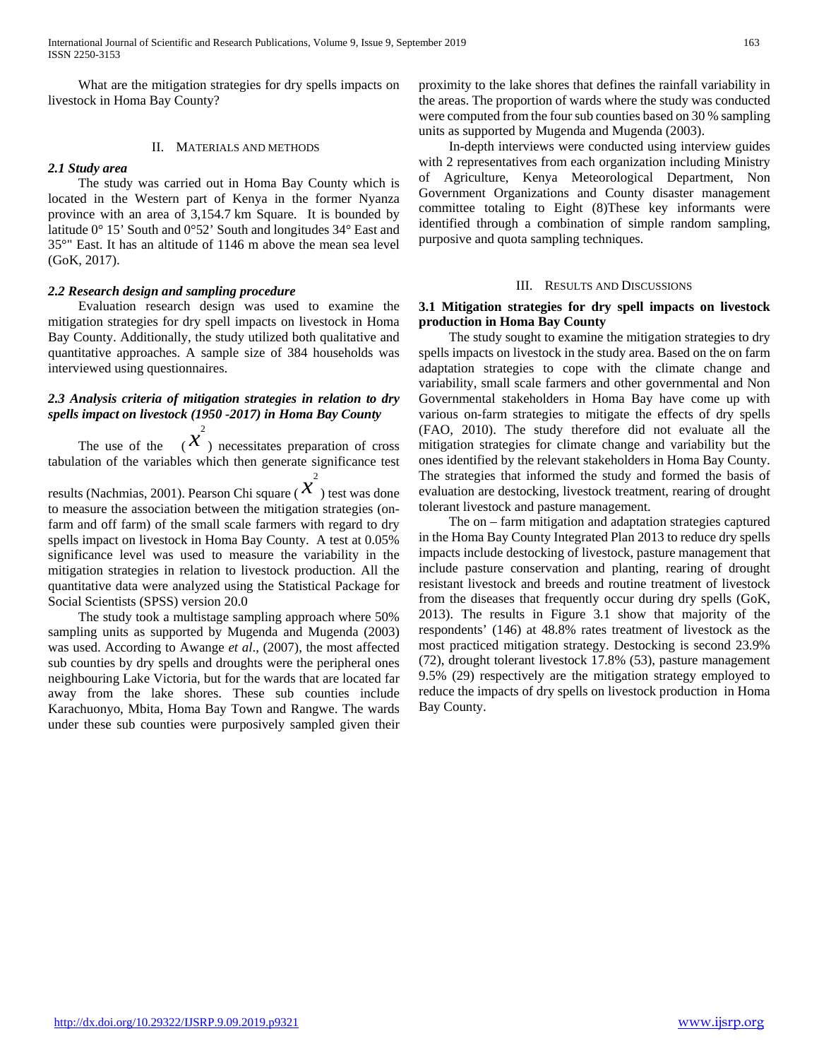What are the mitigation strategies for dry spells impacts on livestock in Homa Bay County?

## II. Materials and Methods

### *2.1 Study area*

The study was carried out in Homa Bay County which is located in the Western part of Kenya in the former Nyanza province with an area of 3,154.7 km Square. It is bounded by latitude 0° 15' South and 0°52' South and longitudes 34° East and 35°" East. It has an altitude of 1146 m above the mean sea level (GoK, 2017).

### *2.2 Research design and sampling procedure*

Evaluation research design was used to examine the mitigation strategies for dry spell impacts on livestock in Homa Bay County. Additionally, the study utilized both qualitative and quantitative approaches. A sample size of 384 households was interviewed using questionnaires.

### *2.3 Analysis criteria of mitigation strategies in relation to dry spells impact on livestock (1950 -2017) in Homa Bay County*

The use of the ($x^2$) necessitates preparation of cross tabulation of the variables which then generate significance test results (Nachmias, 2001). Pearson Chi square ($x^2$) test was done to measure the association between the mitigation strategies (on-farm and off farm) of the small scale farmers with regard to dry spells impact on livestock in Homa Bay County. A test at 0.05% significance level was used to measure the variability in the mitigation strategies in relation to livestock production. All the quantitative data were analyzed using the Statistical Package for Social Scientists (SPSS) version 20.0

The study took a multistage sampling approach where 50% sampling units as supported by Mugenda and Mugenda (2003) was used. According to Awange *et al*., (2007), the most affected sub counties by dry spells and droughts were the peripheral ones neighbouring Lake Victoria, but for the wards that are located far away from the lake shores. These sub counties include Karachuonyo, Mbita, Homa Bay Town and Rangwe. The wards under these sub counties were purposively sampled given their proximity to the lake shores that defines the rainfall variability in the areas. The proportion of wards where the study was conducted were computed from the four sub counties based on 30 % sampling units as supported by Mugenda and Mugenda (2003).

In-depth interviews were conducted using interview guides with 2 representatives from each organization including Ministry of Agriculture, Kenya Meteorological Department, Non Government Organizations and County disaster management committee totaling to Eight (8)These key informants were identified through a combination of simple random sampling, purposive and quota sampling techniques.

## III. Results and Discussions

### 3.1 Mitigation strategies for dry spell impacts on livestock production in Homa Bay County

The study sought to examine the mitigation strategies to dry spells impacts on livestock in the study area. Based on the on farm adaptation strategies to cope with the climate change and variability, small scale farmers and other governmental and Non Governmental stakeholders in Homa Bay have come up with various on-farm strategies to mitigate the effects of dry spells (FAO, 2010). The study therefore did not evaluate all the mitigation strategies for climate change and variability but the ones identified by the relevant stakeholders in Homa Bay County. The strategies that informed the study and formed the basis of evaluation are destocking, livestock treatment, rearing of drought tolerant livestock and pasture management.

The on – farm mitigation and adaptation strategies captured in the Homa Bay County Integrated Plan 2013 to reduce dry spells impacts include destocking of livestock, pasture management that include pasture conservation and planting, rearing of drought resistant livestock and breeds and routine treatment of livestock from the diseases that frequently occur during dry spells (GoK, 2013). The results in Figure 3.1 show that majority of the respondents' (146) at 48.8% rates treatment of livestock as the most practiced mitigation strategy. Destocking is second 23.9% (72), drought tolerant livestock 17.8% (53), pasture management 9.5% (29) respectively are the mitigation strategy employed to reduce the impacts of dry spells on livestock production in Homa Bay County.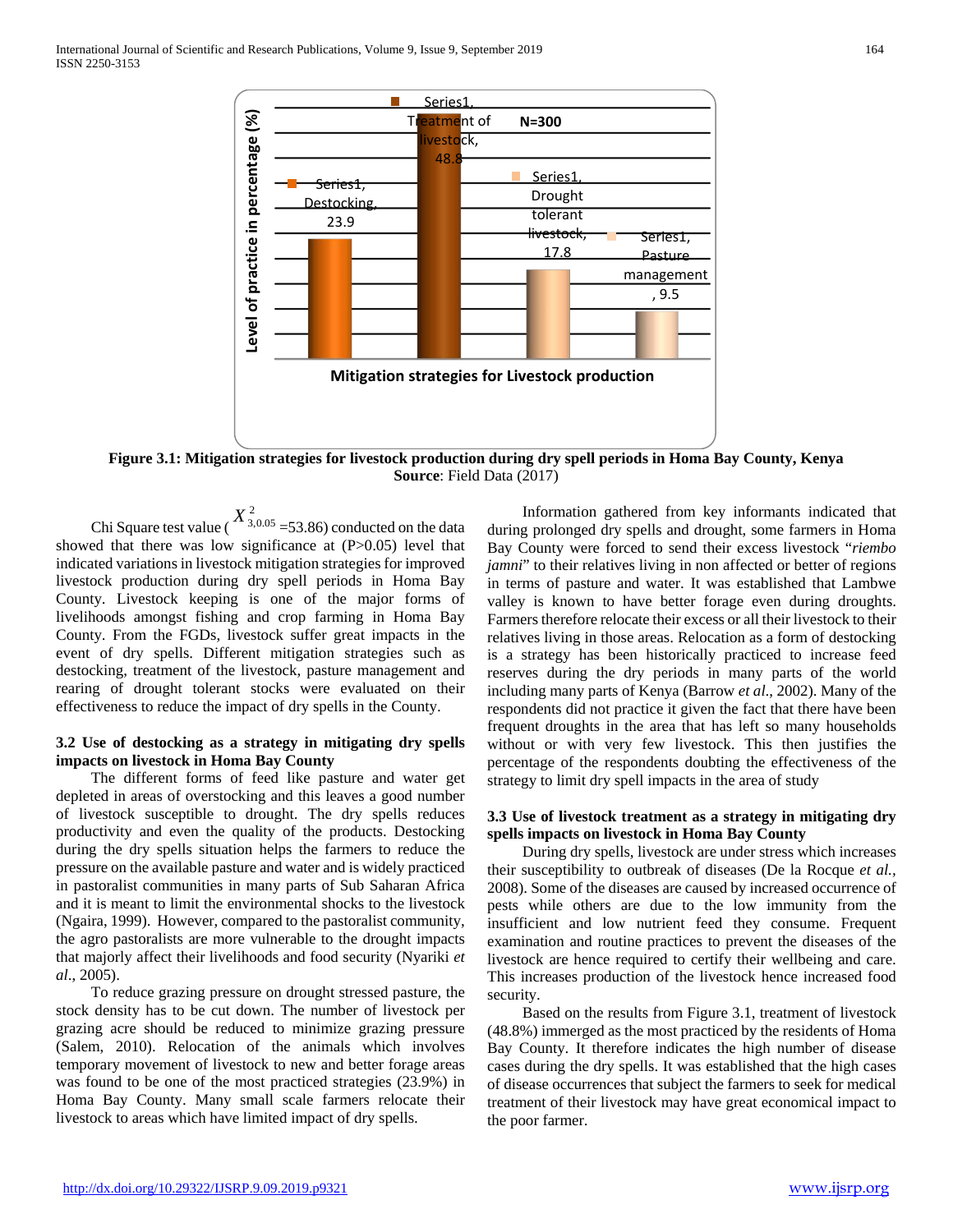Figure 3.1: Mitigation strategies for livestock production during dry spell periods in Homa Bay County, Kenya
**Source**: Field Data (2017)

Chi Square test value ( $X^2_{3,0.05}$ =53.86) conducted on the data showed that there was low significance at (P>0.05) level that indicated variations in livestock mitigation strategies for improved livestock production during dry spell periods in Homa Bay County. Livestock keeping is one of the major forms of livelihoods amongst fishing and crop farming in Homa Bay County. From the FGDs, livestock suffer great impacts in the event of dry spells. Different mitigation strategies such as destocking, treatment of the livestock, pasture management and rearing of drought tolerant stocks were evaluated on their effectiveness to reduce the impact of dry spells in the County.

### 3.2 Use of destocking as a strategy in mitigating dry spells impacts on livestock in Homa Bay County

The different forms of feed like pasture and water get depleted in areas of overstocking and this leaves a good number of livestock susceptible to drought. The dry spells reduces productivity and even the quality of the products. Destocking during the dry spells situation helps the farmers to reduce the pressure on the available pasture and water and is widely practiced in pastoralist communities in many parts of Sub Saharan Africa and it is meant to limit the environmental shocks to the livestock (Ngaira, 1999). However, compared to the pastoralist community, the agro pastoralists are more vulnerable to the drought impacts that majorly affect their livelihoods and food security (Nyariki *et al*., 2005).

To reduce grazing pressure on drought stressed pasture, the stock density has to be cut down. The number of livestock per grazing acre should be reduced to minimize grazing pressure (Salem, 2010). Relocation of the animals which involves temporary movement of livestock to new and better forage areas was found to be one of the most practiced strategies (23.9%) in Homa Bay County. Many small scale farmers relocate their livestock to areas which have limited impact of dry spells.

Information gathered from key informants indicated that during prolonged dry spells and drought, some farmers in Homa Bay County were forced to send their excess livestock "*riembo jamni*" to their relatives living in non affected or better of regions in terms of pasture and water. It was established that Lambwe valley is known to have better forage even during droughts. Farmers therefore relocate their excess or all their livestock to their relatives living in those areas. Relocation as a form of destocking is a strategy has been historically practiced to increase feed reserves during the dry periods in many parts of the world including many parts of Kenya (Barrow *et al*., 2002). Many of the respondents did not practice it given the fact that there have been frequent droughts in the area that has left so many households without or with very few livestock. This then justifies the percentage of the respondents doubting the effectiveness of the strategy to limit dry spell impacts in the area of study

### 3.3 Use of livestock treatment as a strategy in mitigating dry spells impacts on livestock in Homa Bay County

During dry spells, livestock are under stress which increases their susceptibility to outbreak of diseases (De la Rocque *et al.*, 2008). Some of the diseases are caused by increased occurrence of pests while others are due to the low immunity from the insufficient and low nutrient feed they consume. Frequent examination and routine practices to prevent the diseases of the livestock are hence required to certify their wellbeing and care. This increases production of the livestock hence increased food security.

Based on the results from Figure 3.1, treatment of livestock (48.8%) immerged as the most practiced by the residents of Homa Bay County. It therefore indicates the high number of disease cases during the dry spells. It was established that the high cases of disease occurrences that subject the farmers to seek for medical treatment of their livestock may have great economical impact to the poor farmer.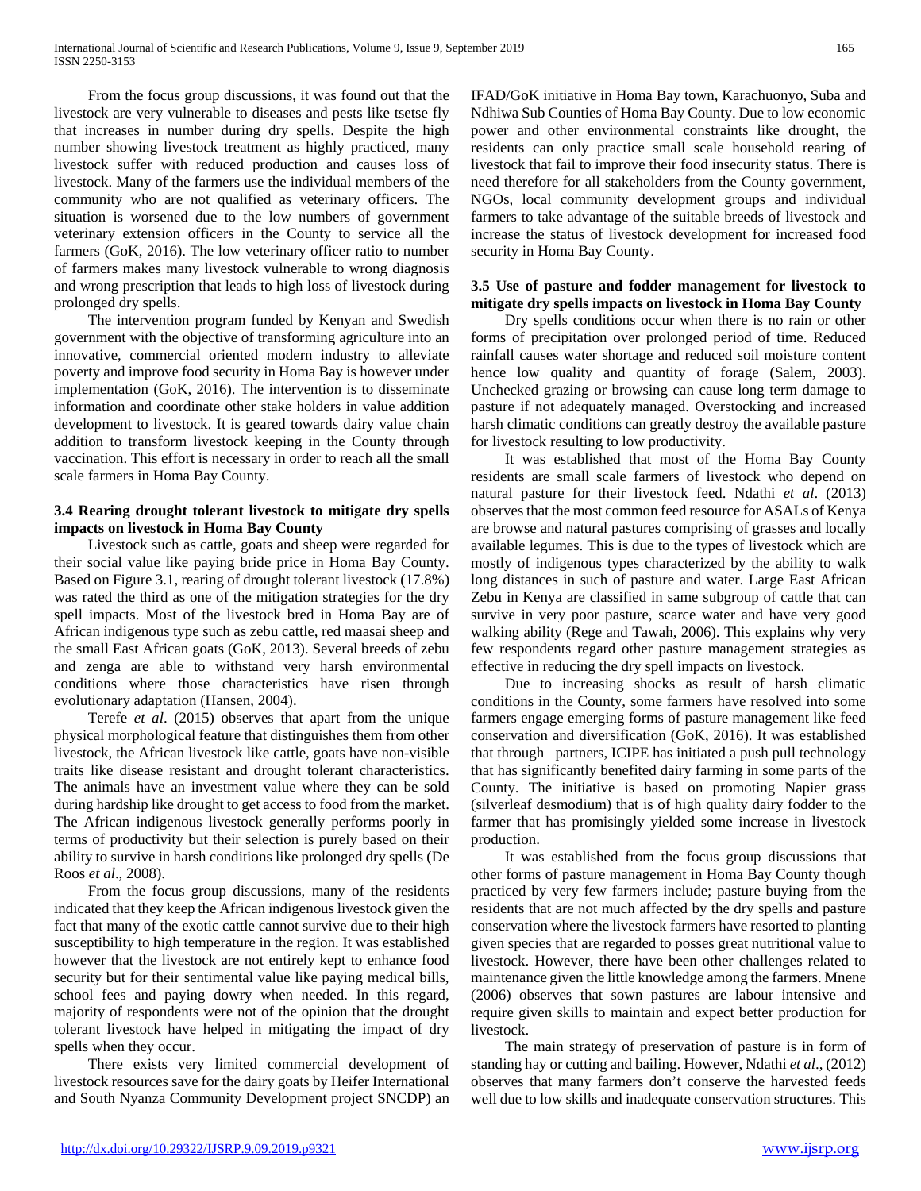From the focus group discussions, it was found out that the livestock are very vulnerable to diseases and pests like tsetse fly that increases in number during dry spells. Despite the high number showing livestock treatment as highly practiced, many livestock suffer with reduced production and causes loss of livestock. Many of the farmers use the individual members of the community who are not qualified as veterinary officers. The situation is worsened due to the low numbers of government veterinary extension officers in the County to service all the farmers (GoK, 2016). The low veterinary officer ratio to number of farmers makes many livestock vulnerable to wrong diagnosis and wrong prescription that leads to high loss of livestock during prolonged dry spells.

The intervention program funded by Kenyan and Swedish government with the objective of transforming agriculture into an innovative, commercial oriented modern industry to alleviate poverty and improve food security in Homa Bay is however under implementation (GoK, 2016). The intervention is to disseminate information and coordinate other stake holders in value addition development to livestock. It is geared towards dairy value chain addition to transform livestock keeping in the County through vaccination. This effort is necessary in order to reach all the small scale farmers in Homa Bay County.

### 3.4 Rearing drought tolerant livestock to mitigate dry spells impacts on livestock in Homa Bay County

Livestock such as cattle, goats and sheep were regarded for their social value like paying bride price in Homa Bay County. Based on Figure 3.1, rearing of drought tolerant livestock (17.8%) was rated the third as one of the mitigation strategies for the dry spell impacts. Most of the livestock bred in Homa Bay are of African indigenous type such as zebu cattle, red maasai sheep and the small East African goats (GoK, 2013). Several breeds of zebu and zenga are able to withstand very harsh environmental conditions where those characteristics have risen through evolutionary adaptation (Hansen, 2004).

Terefe *et al*. (2015) observes that apart from the unique physical morphological feature that distinguishes them from other livestock, the African livestock like cattle, goats have non-visible traits like disease resistant and drought tolerant characteristics. The animals have an investment value where they can be sold during hardship like drought to get access to food from the market. The African indigenous livestock generally performs poorly in terms of productivity but their selection is purely based on their ability to survive in harsh conditions like prolonged dry spells (De Roos *et al*., 2008).

From the focus group discussions, many of the residents indicated that they keep the African indigenous livestock given the fact that many of the exotic cattle cannot survive due to their high susceptibility to high temperature in the region. It was established however that the livestock are not entirely kept to enhance food security but for their sentimental value like paying medical bills, school fees and paying dowry when needed. In this regard, majority of respondents were not of the opinion that the drought tolerant livestock have helped in mitigating the impact of dry spells when they occur.

There exists very limited commercial development of livestock resources save for the dairy goats by Heifer International and South Nyanza Community Development project SNCDP) an IFAD/GoK initiative in Homa Bay town, Karachuonyo, Suba and Ndhiwa Sub Counties of Homa Bay County. Due to low economic power and other environmental constraints like drought, the residents can only practice small scale household rearing of livestock that fail to improve their food insecurity status. There is need therefore for all stakeholders from the County government, NGOs, local community development groups and individual farmers to take advantage of the suitable breeds of livestock and increase the status of livestock development for increased food security in Homa Bay County.

### 3.5 Use of pasture and fodder management for livestock to mitigate dry spells impacts on livestock in Homa Bay County

Dry spells conditions occur when there is no rain or other forms of precipitation over prolonged period of time. Reduced rainfall causes water shortage and reduced soil moisture content hence low quality and quantity of forage (Salem, 2003). Unchecked grazing or browsing can cause long term damage to pasture if not adequately managed. Overstocking and increased harsh climatic conditions can greatly destroy the available pasture for livestock resulting to low productivity.

It was established that most of the Homa Bay County residents are small scale farmers of livestock who depend on natural pasture for their livestock feed. Ndathi *et al*. (2013) observes that the most common feed resource for ASALs of Kenya are browse and natural pastures comprising of grasses and locally available legumes. This is due to the types of livestock which are mostly of indigenous types characterized by the ability to walk long distances in such of pasture and water. Large East African Zebu in Kenya are classified in same subgroup of cattle that can survive in very poor pasture, scarce water and have very good walking ability (Rege and Tawah, 2006). This explains why very few respondents regard other pasture management strategies as effective in reducing the dry spell impacts on livestock.

Due to increasing shocks as result of harsh climatic conditions in the County, some farmers have resolved into some farmers engage emerging forms of pasture management like feed conservation and diversification (GoK, 2016). It was established that through partners, ICIPE has initiated a push pull technology that has significantly benefited dairy farming in some parts of the County. The initiative is based on promoting Napier grass (silverleaf desmodium) that is of high quality dairy fodder to the farmer that has promisingly yielded some increase in livestock production.

It was established from the focus group discussions that other forms of pasture management in Homa Bay County though practiced by very few farmers include; pasture buying from the residents that are not much affected by the dry spells and pasture conservation where the livestock farmers have resorted to planting given species that are regarded to posses great nutritional value to livestock. However, there have been other challenges related to maintenance given the little knowledge among the farmers. Mnene (2006) observes that sown pastures are labour intensive and require given skills to maintain and expect better production for livestock.

The main strategy of preservation of pasture is in form of standing hay or cutting and bailing. However, Ndathi *et al*., (2012) observes that many farmers don't conserve the harvested feeds well due to low skills and inadequate conservation structures. This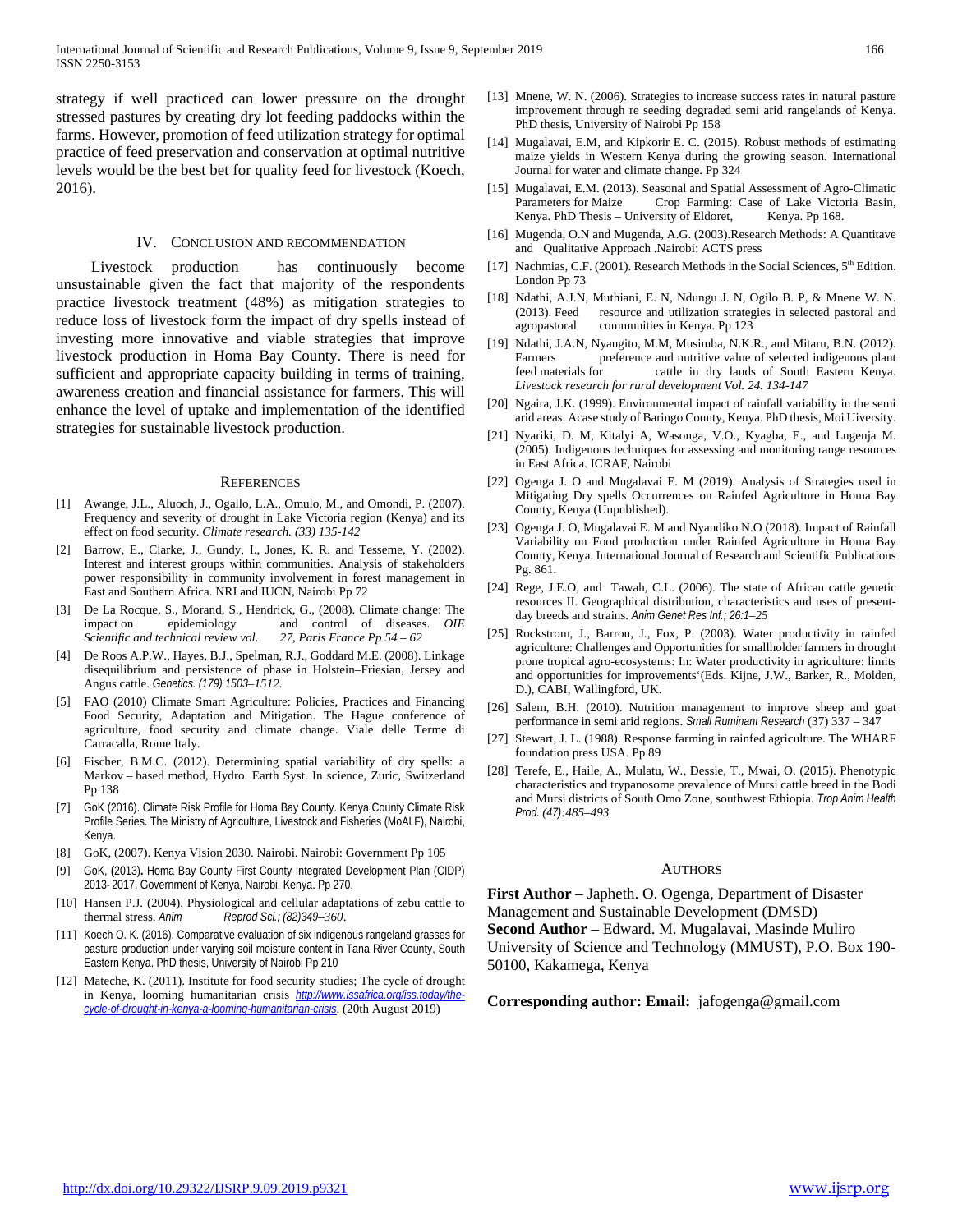strategy if well practiced can lower pressure on the drought stressed pastures by creating dry lot feeding paddocks within the farms. However, promotion of feed utilization strategy for optimal practice of feed preservation and conservation at optimal nutritive levels would be the best bet for quality feed for livestock (Koech, 2016).

## IV. Conclusion and Recommendation

Livestock production has continuously become unsustainable given the fact that majority of the respondents practice livestock treatment (48%) as mitigation strategies to reduce loss of livestock form the impact of dry spells instead of investing more innovative and viable strategies that improve livestock production in Homa Bay County. There is need for sufficient and appropriate capacity building in terms of training, awareness creation and financial assistance for farmers. This will enhance the level of uptake and implementation of the identified strategies for sustainable livestock production.

## References

[1] Awange, J.L., Aluoch, J., Ogallo, L.A., Omulo, M., and Omondi, P. (2007). Frequency and severity of drought in Lake Victoria region (Kenya) and its effect on food security. *Climate research. (33) 135-142*

[2] Barrow, E., Clarke, J., Gundy, I., Jones, K. R. and Tesseme, Y. (2002). Interest and interest groups within communities. Analysis of stakeholders power responsibility in community involvement in forest management in East and Southern Africa. NRI and IUCN, Nairobi Pp 72

[3] De La Rocque, S., Morand, S., Hendrick, G., (2008). Climate change: The impact on epidemiology and control of diseases. *OIE Scientific and technical review vol. 27, Paris France Pp 54 – 62*

[4] De Roos A.P.W., Hayes, B.J., Spelman, R.J., Goddard M.E. (2008). Linkage disequilibrium and persistence of phase in Holstein–Friesian, Jersey and Angus cattle. *Genetics. (179) 1503–1512.*

[5] FAO (2010) Climate Smart Agriculture: Policies, Practices and Financing Food Security, Adaptation and Mitigation. The Hague conference of agriculture, food security and climate change. Viale delle Terme di Carracalla, Rome Italy.

[6] Fischer, B.M.C. (2012). Determining spatial variability of dry spells: a Markov – based method, Hydro. Earth Syst. In science, Zuric, Switzerland Pp 138

[7] GoK (2016). Climate Risk Profile for Homa Bay County. Kenya County Climate Risk Profile Series. The Ministry of Agriculture, Livestock and Fisheries (MoALF), Nairobi, Kenya.

[8] GoK, (2007). Kenya Vision 2030. Nairobi. Nairobi: Government Pp 105

[9] GoK, (2013). Homa Bay County First County Integrated Development Plan (CIDP) 2013- 2017. Government of Kenya, Nairobi, Kenya. Pp 270.

[10] Hansen P.J. (2004). Physiological and cellular adaptations of zebu cattle to thermal stress. *Anim Reprod Sci.; (82)349–360*.

[11] Koech O. K. (2016). Comparative evaluation of six indigenous rangeland grasses for pasture production under varying soil moisture content in Tana River County, South Eastern Kenya. PhD thesis, University of Nairobi Pp 210

[12] Mateche, K. (2011). Institute for food security studies; The cycle of drought in Kenya, looming humanitarian crisis *http://www.issafrica.org/iss.today/the-cycle-of-drought-in-kenya-a-looming-humanitarian-crisis*. (20th August 2019)

[13] Mnene, W. N. (2006). Strategies to increase success rates in natural pasture improvement through re seeding degraded semi arid rangelands of Kenya. PhD thesis, University of Nairobi Pp 158

[14] Mugalavai, E.M, and Kipkorir E. C. (2015). Robust methods of estimating maize yields in Western Kenya during the growing season. International Journal for water and climate change. Pp 324

[15] Mugalavai, E.M. (2013). Seasonal and Spatial Assessment of Agro-Climatic Parameters for Maize Crop Farming: Case of Lake Victoria Basin, Kenya. PhD Thesis – University of Eldoret, Kenya. Pp 168.

[16] Mugenda, O.N and Mugenda, A.G. (2003).Research Methods: A Quantitave and Qualitative Approach .Nairobi: ACTS press

[17] Nachmias, C.F. (2001). Research Methods in the Social Sciences, 5th Edition. London Pp 73

[18] Ndathi, A.J.N, Muthiani, E. N, Ndungu J. N, Ogilo B. P, & Mnene W. N. (2013). Feed resource and utilization strategies in selected pastoral and agropastoral communities in Kenya. Pp 123

[19] Ndathi, J.A.N, Nyangito, M.M, Musimba, N.K.R., and Mitaru, B.N. (2012). Farmers preference and nutritive value of selected indigenous plant feed materials for cattle in dry lands of South Eastern Kenya. *Livestock research for rural development Vol. 24. 134-147*

[20] Ngaira, J.K. (1999). Environmental impact of rainfall variability in the semi arid areas. Acase study of Baringo County, Kenya. PhD thesis, Moi Uiversity.

[21] Nyariki, D. M, Kitalyi A, Wasonga, V.O., Kyagba, E., and Lugenja M. (2005). Indigenous techniques for assessing and monitoring range resources in East Africa. ICRAF, Nairobi

[22] Ogenga J. O and Mugalavai E. M (2019). Analysis of Strategies used in Mitigating Dry spells Occurrences on Rainfed Agriculture in Homa Bay County, Kenya (Unpublished).

[23] Ogenga J. O, Mugalavai E. M and Nyandiko N.O (2018). Impact of Rainfall Variability on Food production under Rainfed Agriculture in Homa Bay County, Kenya. International Journal of Research and Scientific Publications Pg. 861.

[24] Rege, J.E.O, and Tawah, C.L. (2006). The state of African cattle genetic resources II. Geographical distribution, characteristics and uses of present-day breeds and strains. *Anim Genet Res Inf.; 26:1–25*

[25] Rockstrom, J., Barron, J., Fox, P. (2003). Water productivity in rainfed agriculture: Challenges and Opportunities for smallholder farmers in drought prone tropical agro-ecosystems: In: Water productivity in agriculture: limits and opportunities for improvements'(Eds. Kijne, J.W., Barker, R., Molden, D.), CABI, Wallingford, UK.

[26] Salem, B.H. (2010). Nutrition management to improve sheep and goat performance in semi arid regions. *Small Ruminant Research* (37) 337 – 347

[27] Stewart, J. L. (1988). Response farming in rainfed agriculture. The WHARF foundation press USA. Pp 89

[28] Terefe, E., Haile, A., Mulatu, W., Dessie, T., Mwai, O. (2015). Phenotypic characteristics and trypanosome prevalence of Mursi cattle breed in the Bodi and Mursi districts of South Omo Zone, southwest Ethiopia. *Trop Anim Health Prod. (47):485–493*

## Authors

**First Author** – Japheth. O. Ogenga, Department of Disaster Management and Sustainable Development (DMSD)
**Second Author** – Edward. M. Mugalavai, Masinde Muliro University of Science and Technology (MMUST), P.O. Box 190-50100, Kakamega, Kenya

**Corresponding author: Email:** jafogenga@gmail.com